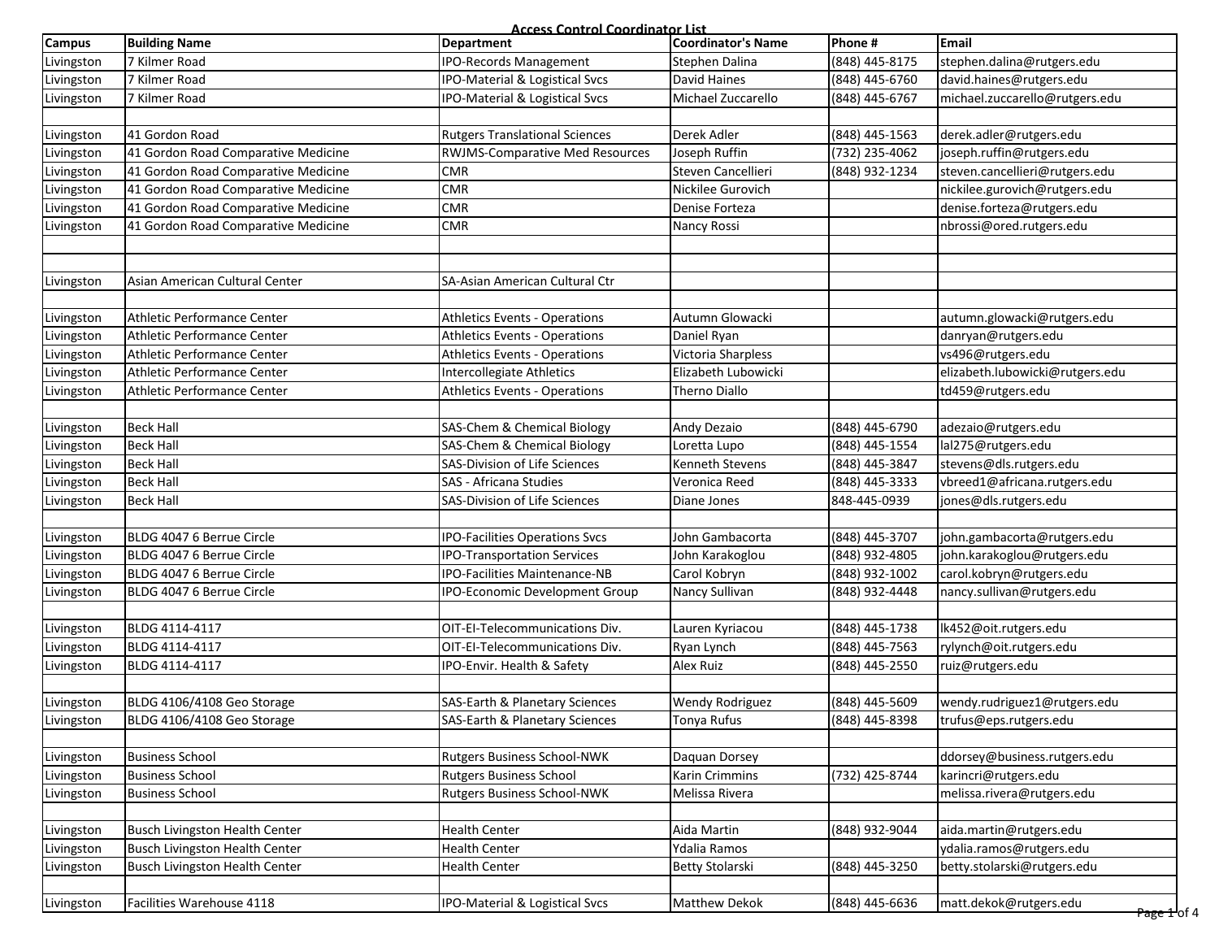# Access Control Coordinator List

| Campus | Building Name | Department | Coordinator's Name | Phone # | Email |
|---|---|---|---|---|---|
| Livingston | 7 Kilmer Road | IPO-Records Management | Stephen Dalina | (848) 445-8175 | stephen.dalina@rutgers.edu |
| Livingston | 7 Kilmer Road | IPO-Material & Logistical Svcs | David Haines | (848) 445-6760 | david.haines@rutgers.edu |
| Livingston | 7 Kilmer Road | IPO-Material & Logistical Svcs | Michael Zuccarello | (848) 445-6767 | michael.zuccarello@rutgers.edu |
| | | | | | |
| Livingston | 41 Gordon Road | Rutgers Translational Sciences | Derek Adler | (848) 445-1563 | derek.adler@rutgers.edu |
| Livingston | 41 Gordon Road Comparative Medicine | RWJMS-Comparative Med Resources | Joseph Ruffin | (732) 235-4062 | joseph.ruffin@rutgers.edu |
| Livingston | 41 Gordon Road Comparative Medicine | CMR | Steven Cancellieri | (848) 932-1234 | steven.cancellieri@rutgers.edu |
| Livingston | 41 Gordon Road Comparative Medicine | CMR | Nickilee Gurovich | | nickilee.gurovich@rutgers.edu |
| Livingston | 41 Gordon Road Comparative Medicine | CMR | Denise Forteza | | denise.forteza@rutgers.edu |
| Livingston | 41 Gordon Road Comparative Medicine | CMR | Nancy Rossi | | nbrossi@ored.rutgers.edu |
| | | | | | |
| | | | | | |
| Livingston | Asian American Cultural Center | SA-Asian American Cultural Ctr | | | |
| | | | | | |
| Livingston | Athletic Performance Center | Athletics Events - Operations | Autumn Glowacki | | autumn.glowacki@rutgers.edu |
| Livingston | Athletic Performance Center | Athletics Events - Operations | Daniel Ryan | | danryan@rutgers.edu |
| Livingston | Athletic Performance Center | Athletics Events - Operations | Victoria Sharpless | | vs496@rutgers.edu |
| Livingston | Athletic Performance Center | Intercollegiate Athletics | Elizabeth Lubowicki | | elizabeth.lubowicki@rutgers.edu |
| Livingston | Athletic Performance Center | Athletics Events - Operations | Therno Diallo | | td459@rutgers.edu |
| | | | | | |
| Livingston | Beck Hall | SAS-Chem & Chemical Biology | Andy Dezaio | (848) 445-6790 | adezaio@rutgers.edu |
| Livingston | Beck Hall | SAS-Chem & Chemical Biology | Loretta Lupo | (848) 445-1554 | lal275@rutgers.edu |
| Livingston | Beck Hall | SAS-Division of Life Sciences | Kenneth Stevens | (848) 445-3847 | stevens@dls.rutgers.edu |
| Livingston | Beck Hall | SAS - Africana Studies | Veronica Reed | (848) 445-3333 | vbreed1@africana.rutgers.edu |
| Livingston | Beck Hall | SAS-Division of Life Sciences | Diane Jones | 848-445-0939 | jones@dls.rutgers.edu |
| | | | | | |
| Livingston | BLDG 4047 6 Berrue Circle | IPO-Facilities Operations Svcs | John Gambacorta | (848) 445-3707 | john.gambacorta@rutgers.edu |
| Livingston | BLDG 4047 6 Berrue Circle | IPO-Transportation Services | John Karakoglou | (848) 932-4805 | john.karakoglou@rutgers.edu |
| Livingston | BLDG 4047 6 Berrue Circle | IPO-Facilities Maintenance-NB | Carol Kobryn | (848) 932-1002 | carol.kobryn@rutgers.edu |
| Livingston | BLDG 4047 6 Berrue Circle | IPO-Economic Development Group | Nancy Sullivan | (848) 932-4448 | nancy.sullivan@rutgers.edu |
| | | | | | |
| Livingston | BLDG 4114-4117 | OIT-EI-Telecommunications Div. | Lauren Kyriacou | (848) 445-1738 | lk452@oit.rutgers.edu |
| Livingston | BLDG 4114-4117 | OIT-EI-Telecommunications Div. | Ryan Lynch | (848) 445-7563 | rylynch@oit.rutgers.edu |
| Livingston | BLDG 4114-4117 | IPO-Envir. Health & Safety | Alex Ruiz | (848) 445-2550 | ruiz@rutgers.edu |
| | | | | | |
| Livingston | BLDG 4106/4108 Geo Storage | SAS-Earth & Planetary Sciences | Wendy Rodriguez | (848) 445-5609 | wendy.rudriguez1@rutgers.edu |
| Livingston | BLDG 4106/4108 Geo Storage | SAS-Earth & Planetary Sciences | Tonya Rufus | (848) 445-8398 | trufus@eps.rutgers.edu |
| | | | | | |
| Livingston | Business School | Rutgers Business School-NWK | Daquan Dorsey | | ddorsey@business.rutgers.edu |
| Livingston | Business School | Rutgers Business School | Karin Crimmins | (732) 425-8744 | karincri@rutgers.edu |
| Livingston | Business School | Rutgers Business School-NWK | Melissa Rivera | | melissa.rivera@rutgers.edu |
| | | | | | |
| Livingston | Busch Livingston Health Center | Health Center | Aida Martin | (848) 932-9044 | aida.martin@rutgers.edu |
| Livingston | Busch Livingston Health Center | Health Center | Ydalia Ramos | | ydalia.ramos@rutgers.edu |
| Livingston | Busch Livingston Health Center | Health Center | Betty Stolarski | (848) 445-3250 | betty.stolarski@rutgers.edu |
| | | | | | |
| Livingston | Facilities Warehouse 4118 | IPO-Material & Logistical Svcs | Matthew Dekok | (848) 445-6636 | matt.dekok@rutgers.edu |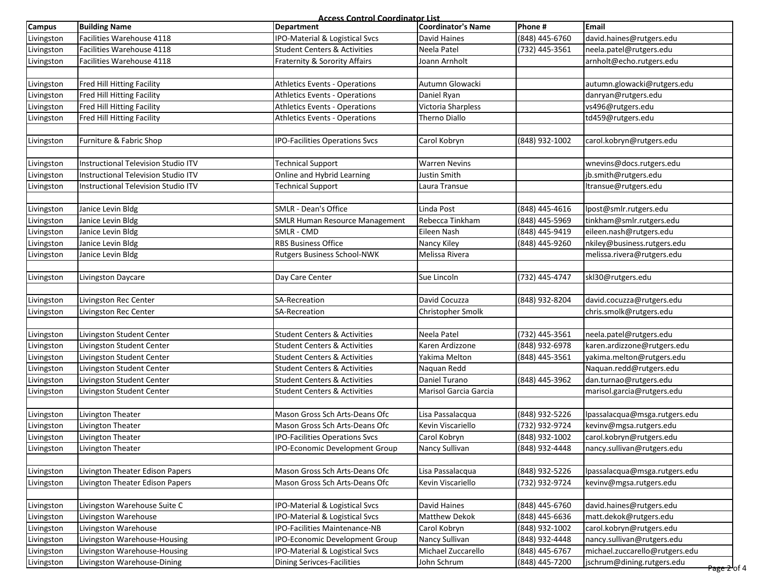**Access Control Coordinator List**

| Campus | Building Name | Department | Coordinator's Name | Phone # | Email |
|---|---|---|---|---|---|
| Livingston | Facilities Warehouse 4118 | IPO-Material & Logistical Svcs | David Haines | (848) 445-6760 | david.haines@rutgers.edu |
| Livingston | Facilities Warehouse 4118 | Student Centers & Activities | Neela Patel | (732) 445-3561 | neela.patel@rutgers.edu |
| Livingston | Facilities Warehouse 4118 | Fraternity & Sorority Affairs | Joann Arnholt | | arnholt@echo.rutgers.edu |
| | | | | | |
| Livingston | Fred Hill Hitting Facility | Athletics Events - Operations | Autumn Glowacki | | autumn.glowacki@rutgers.edu |
| Livingston | Fred Hill Hitting Facility | Athletics Events - Operations | Daniel Ryan | | danryan@rutgers.edu |
| Livingston | Fred Hill Hitting Facility | Athletics Events - Operations | Victoria Sharpless | | vs496@rutgers.edu |
| Livingston | Fred Hill Hitting Facility | Athletics Events - Operations | Therno Diallo | | td459@rutgers.edu |
| | | | | | |
| Livingston | Furniture & Fabric Shop | IPO-Facilities Operations Svcs | Carol Kobryn | (848) 932-1002 | carol.kobryn@rutgers.edu |
| | | | | | |
| Livingston | Instructional Television Studio ITV | Technical Support | Warren Nevins | | wnevins@docs.rutgers.edu |
| Livingston | Instructional Television Studio ITV | Online and Hybrid Learning | Justin Smith | | jb.smith@rutgers.edu |
| Livingston | Instructional Television Studio ITV | Technical Support | Laura Transue | | ltransue@rutgers.edu |
| | | | | | |
| Livingston | Janice Levin Bldg | SMLR - Dean's Office | Linda Post | (848) 445-4616 | lpost@smlr.rutgers.edu |
| Livingston | Janice Levin Bldg | SMLR Human Resource Management | Rebecca Tinkham | (848) 445-5969 | tinkham@smlr.rutgers.edu |
| Livingston | Janice Levin Bldg | SMLR - CMD | Eileen Nash | (848) 445-9419 | eileen.nash@rutgers.edu |
| Livingston | Janice Levin Bldg | RBS Business Office | Nancy Kiley | (848) 445-9260 | nkiley@business.rutgers.edu |
| Livingston | Janice Levin Bldg | Rutgers Business School-NWK | Melissa Rivera | | melissa.rivera@rutgers.edu |
| | | | | | |
| Livingston | Livingston Daycare | Day Care Center | Sue Lincoln | (732) 445-4747 | skl30@rutgers.edu |
| | | | | | |
| Livingston | Livingston Rec Center | SA-Recreation | David Cocuzza | (848) 932-8204 | david.cocuzza@rutgers.edu |
| Livingston | Livingston Rec Center | SA-Recreation | Christopher Smolk | | chris.smolk@rutgers.edu |
| | | | | | |
| Livingston | Livingston Student Center | Student Centers & Activities | Neela Patel | (732) 445-3561 | neela.patel@rutgers.edu |
| Livingston | Livingston Student Center | Student Centers & Activities | Karen Ardizzone | (848) 932-6978 | karen.ardizzone@rutgers.edu |
| Livingston | Livingston Student Center | Student Centers & Activities | Yakima Melton | (848) 445-3561 | yakima.melton@rutgers.edu |
| Livingston | Livingston Student Center | Student Centers & Activities | Naquan Redd | | Naquan.redd@rutgers.edu |
| Livingston | Livingston Student Center | Student Centers & Activities | Daniel Turano | (848) 445-3962 | dan.turnao@rutgers.edu |
| Livingston | Livingston Student Center | Student Centers & Activities | Marisol Garcia Garcia | | marisol.garcia@rutgers.edu |
| | | | | | |
| Livingston | Livington Theater | Mason Gross Sch Arts-Deans Ofc | Lisa Passalacqua | (848) 932-5226 | lpassalacqua@msga.rutgers.edu |
| Livingston | Livington Theater | Mason Gross Sch Arts-Deans Ofc | Kevin Viscariello | (732) 932-9724 | kevinv@mgsa.rutgers.edu |
| Livingston | Livington Theater | IPO-Facilities Operations Svcs | Carol Kobryn | (848) 932-1002 | carol.kobryn@rutgers.edu |
| Livingston | Livington Theater | IPO-Economic Development Group | Nancy Sullivan | (848) 932-4448 | nancy.sullivan@rutgers.edu |
| | | | | | |
| Livingston | Livington Theater Edison Papers | Mason Gross Sch Arts-Deans Ofc | Lisa Passalacqua | (848) 932-5226 | lpassalacqua@msga.rutgers.edu |
| Livingston | Livington Theater Edison Papers | Mason Gross Sch Arts-Deans Ofc | Kevin Viscariello | (732) 932-9724 | kevinv@mgsa.rutgers.edu |
| | | | | | |
| Livingston | Livingston Warehouse Suite C | IPO-Material & Logistical Svcs | David Haines | (848) 445-6760 | david.haines@rutgers.edu |
| Livingston | Livingston Warehouse | IPO-Material & Logistical Svcs | Matthew Dekok | (848) 445-6636 | matt.dekok@rutgers.edu |
| Livingston | Livingston Warehouse | IPO-Facilities Maintenance-NB | Carol Kobryn | (848) 932-1002 | carol.kobryn@rutgers.edu |
| Livingston | Livingston Warehouse-Housing | IPO-Economic Development Group | Nancy Sullivan | (848) 932-4448 | nancy.sullivan@rutgers.edu |
| Livingston | Livingston Warehouse-Housing | IPO-Material & Logistical Svcs | Michael Zuccarello | (848) 445-6767 | michael.zuccarello@rutgers.edu |
| Livingston | Livingston Warehouse-Dining | Dining Serivces-Facilities | John Schrum | (848) 445-7200 | jschrum@dining.rutgers.edu |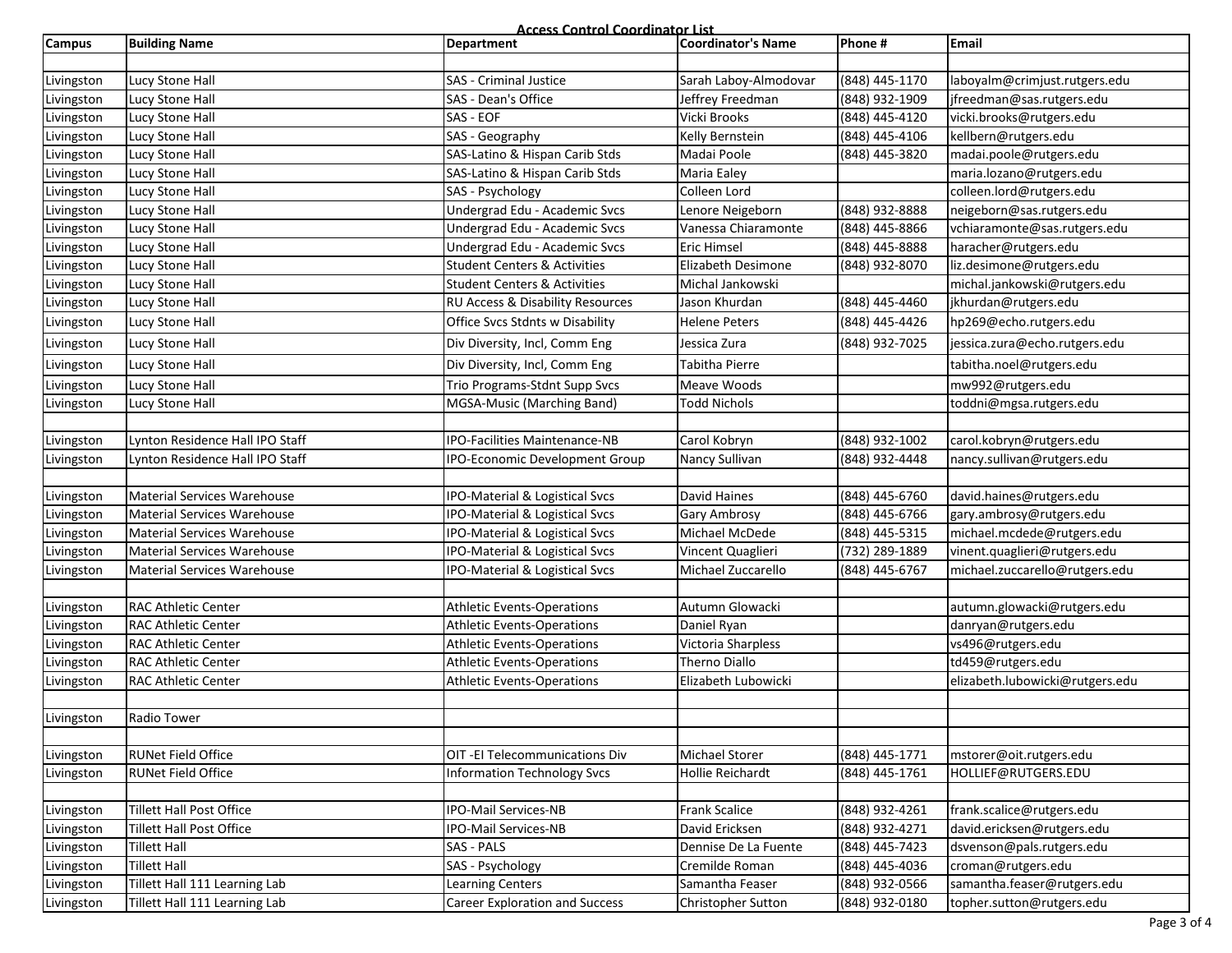# Access Control Coordinator List

| Campus | Building Name | Department | Coordinator's Name | Phone # | Email |
|---|---|---|---|---|---|
| | | | | | |
| Livingston | Lucy Stone Hall | SAS - Criminal Justice | Sarah Laboy-Almodovar | (848) 445-1170 | laboyalm@crimjust.rutgers.edu |
| Livingston | Lucy Stone Hall | SAS - Dean's Office | Jeffrey Freedman | (848) 932-1909 | jfreedman@sas.rutgers.edu |
| Livingston | Lucy Stone Hall | SAS - EOF | Vicki Brooks | (848) 445-4120 | vicki.brooks@rutgers.edu |
| Livingston | Lucy Stone Hall | SAS - Geography | Kelly Bernstein | (848) 445-4106 | kellbern@rutgers.edu |
| Livingston | Lucy Stone Hall | SAS-Latino & Hispan Carib Stds | Madai Poole | (848) 445-3820 | madai.poole@rutgers.edu |
| Livingston | Lucy Stone Hall | SAS-Latino & Hispan Carib Stds | Maria Ealey | | maria.lozano@rutgers.edu |
| Livingston | Lucy Stone Hall | SAS - Psychology | Colleen Lord | | colleen.lord@rutgers.edu |
| Livingston | Lucy Stone Hall | Undergrad Edu - Academic Svcs | Lenore Neigeborn | (848) 932-8888 | neigeborn@sas.rutgers.edu |
| Livingston | Lucy Stone Hall | Undergrad Edu - Academic Svcs | Vanessa Chiaramonte | (848) 445-8866 | vchiaramonte@sas.rutgers.edu |
| Livingston | Lucy Stone Hall | Undergrad Edu - Academic Svcs | Eric Himsel | (848) 445-8888 | haracher@rutgers.edu |
| Livingston | Lucy Stone Hall | Student Centers & Activities | Elizabeth Desimone | (848) 932-8070 | liz.desimone@rutgers.edu |
| Livingston | Lucy Stone Hall | Student Centers & Activities | Michal Jankowski | | michal.jankowski@rutgers.edu |
| Livingston | Lucy Stone Hall | RU Access & Disability Resources | Jason Khurdan | (848) 445-4460 | jkhurdan@rutgers.edu |
| Livingston | Lucy Stone Hall | Office Svcs Stdnts w Disability | Helene Peters | (848) 445-4426 | hp269@echo.rutgers.edu |
| Livingston | Lucy Stone Hall | Div Diversity, Incl, Comm Eng | Jessica Zura | (848) 932-7025 | jessica.zura@echo.rutgers.edu |
| Livingston | Lucy Stone Hall | Div Diversity, Incl, Comm Eng | Tabitha Pierre | | tabitha.noel@rutgers.edu |
| Livingston | Lucy Stone Hall | Trio Programs-Stdnt Supp Svcs | Meave Woods | | mw992@rutgers.edu |
| Livingston | Lucy Stone Hall | MGSA-Music (Marching Band) | Todd Nichols | | toddni@mgsa.rutgers.edu |
| | | | | | |
| Livingston | Lynton Residence Hall IPO Staff | IPO-Facilities Maintenance-NB | Carol Kobryn | (848) 932-1002 | carol.kobryn@rutgers.edu |
| Livingston | Lynton Residence Hall IPO Staff | IPO-Economic Development Group | Nancy Sullivan | (848) 932-4448 | nancy.sullivan@rutgers.edu |
| | | | | | |
| Livingston | Material Services Warehouse | IPO-Material & Logistical Svcs | David Haines | (848) 445-6760 | david.haines@rutgers.edu |
| Livingston | Material Services Warehouse | IPO-Material & Logistical Svcs | Gary Ambrosy | (848) 445-6766 | gary.ambrosy@rutgers.edu |
| Livingston | Material Services Warehouse | IPO-Material & Logistical Svcs | Michael McDede | (848) 445-5315 | michael.mcdede@rutgers.edu |
| Livingston | Material Services Warehouse | IPO-Material & Logistical Svcs | Vincent Quaglieri | (732) 289-1889 | vinent.quaglieri@rutgers.edu |
| Livingston | Material Services Warehouse | IPO-Material & Logistical Svcs | Michael Zuccarello | (848) 445-6767 | michael.zuccarello@rutgers.edu |
| | | | | | |
| Livingston | RAC Athletic Center | Athletic Events-Operations | Autumn Glowacki | | autumn.glowacki@rutgers.edu |
| Livingston | RAC Athletic Center | Athletic Events-Operations | Daniel Ryan | | danryan@rutgers.edu |
| Livingston | RAC Athletic Center | Athletic Events-Operations | Victoria Sharpless | | vs496@rutgers.edu |
| Livingston | RAC Athletic Center | Athletic Events-Operations | Therno Diallo | | td459@rutgers.edu |
| Livingston | RAC Athletic Center | Athletic Events-Operations | Elizabeth Lubowicki | | elizabeth.lubowicki@rutgers.edu |
| | | | | | |
| Livingston | Radio Tower | | | | |
| | | | | | |
| Livingston | RUNet Field Office | OIT -EI Telecommunications Div | Michael Storer | (848) 445-1771 | mstorer@oit.rutgers.edu |
| Livingston | RUNet Field Office | Information Technology Svcs | Hollie Reichardt | (848) 445-1761 | HOLLIEF@RUTGERS.EDU |
| | | | | | |
| Livingston | Tillett Hall Post Office | IPO-Mail Services-NB | Frank Scalice | (848) 932-4261 | frank.scalice@rutgers.edu |
| Livingston | Tillett Hall Post Office | IPO-Mail Services-NB | David Ericksen | (848) 932-4271 | david.ericksen@rutgers.edu |
| Livingston | Tillett Hall | SAS - PALS | Dennise De La Fuente | (848) 445-7423 | dsvenson@pals.rutgers.edu |
| Livingston | Tillett Hall | SAS - Psychology | Cremilde Roman | (848) 445-4036 | croman@rutgers.edu |
| Livingston | Tillett Hall 111 Learning Lab | Learning Centers | Samantha Feaser | (848) 932-0566 | samantha.feaser@rutgers.edu |
| Livingston | Tillett Hall 111 Learning Lab | Career Exploration and Success | Christopher Sutton | (848) 932-0180 | topher.sutton@rutgers.edu |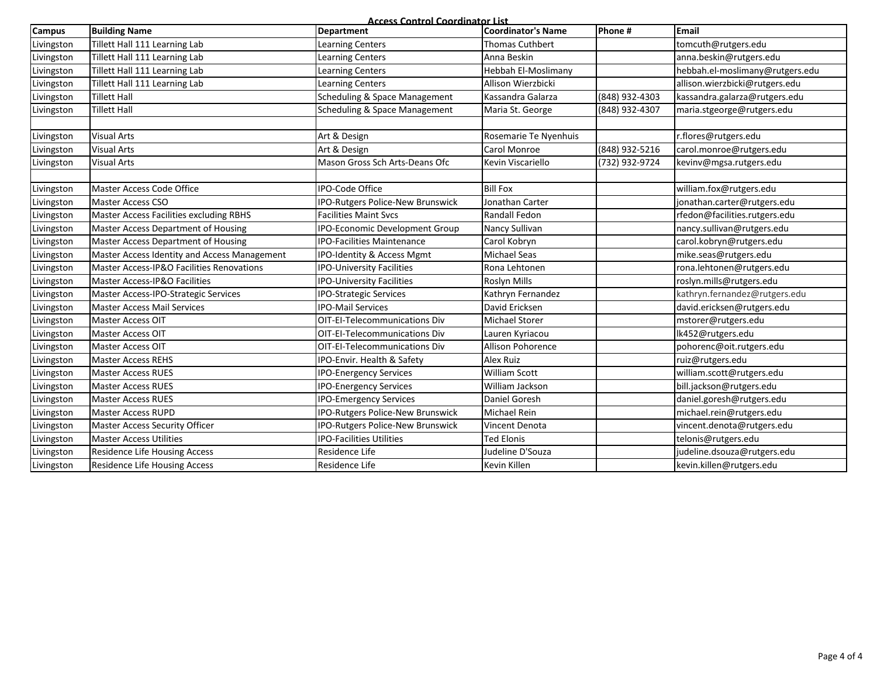**Access Control Coordinator List**

| Campus | Building Name | Department | Coordinator's Name | Phone # | Email |
|---|---|---|---|---|---|
| Livingston | Tillett Hall 111 Learning Lab | Learning Centers | Thomas Cuthbert | | tomcuth@rutgers.edu |
| Livingston | Tillett Hall 111 Learning Lab | Learning Centers | Anna Beskin | | anna.beskin@rutgers.edu |
| Livingston | Tillett Hall 111 Learning Lab | Learning Centers | Hebbah El-Moslimany | | hebbah.el-moslimany@rutgers.edu |
| Livingston | Tillett Hall 111 Learning Lab | Learning Centers | Allison Wierzbicki | | allison.wierzbicki@rutgers.edu |
| Livingston | Tillett Hall | Scheduling & Space Management | Kassandra Galarza | (848) 932-4303 | kassandra.galarza@rutgers.edu |
| Livingston | Tillett Hall | Scheduling & Space Management | Maria St. George | (848) 932-4307 | maria.stgeorge@rutgers.edu |
| | | | | | |
| Livingston | Visual Arts | Art & Design | Rosemarie Te Nyenhuis | | r.flores@rutgers.edu |
| Livingston | Visual Arts | Art & Design | Carol Monroe | (848) 932-5216 | carol.monroe@rutgers.edu |
| Livingston | Visual Arts | Mason Gross Sch Arts-Deans Ofc | Kevin Viscariello | (732) 932-9724 | kevinv@mgsa.rutgers.edu |
| | | | | | |
| Livingston | Master Access Code Office | IPO-Code Office | Bill Fox | | william.fox@rutgers.edu |
| Livingston | Master Access CSO | IPO-Rutgers Police-New Brunswick | Jonathan Carter | | jonathan.carter@rutgers.edu |
| Livingston | Master Access Facilities excluding RBHS | Facilities Maint Svcs | Randall Fedon | | rfedon@facilities.rutgers.edu |
| Livingston | Master Access Department of Housing | IPO-Economic Development Group | Nancy Sullivan | | nancy.sullivan@rutgers.edu |
| Livingston | Master Access Department of Housing | IPO-Facilities Maintenance | Carol Kobryn | | carol.kobryn@rutgers.edu |
| Livingston | Master Access Identity and Access Management | IPO-Identity & Access Mgmt | Michael Seas | | mike.seas@rutgers.edu |
| Livingston | Master Access-IP&O Facilities Renovations | IPO-University Facilities | Rona Lehtonen | | rona.lehtonen@rutgers.edu |
| Livingston | Master Access-IP&O Facilities | IPO-University Facilities | Roslyn Mills | | roslyn.mills@rutgers.edu |
| Livingston | Master Access-IPO-Strategic Services | IPO-Strategic Services | Kathryn Fernandez | | kathryn.fernandez@rutgers.edu |
| Livingston | Master Access Mail Services | IPO-Mail Services | David Ericksen | | david.ericksen@rutgers.edu |
| Livingston | Master Access OIT | OIT-EI-Telecommunications Div | Michael Storer | | mstorer@rutgers.edu |
| Livingston | Master Access OIT | OIT-EI-Telecommunications Div | Lauren Kyriacou | | lk452@rutgers.edu |
| Livingston | Master Access OIT | OIT-EI-Telecommunications Div | Allison Pohorence | | pohorenc@oit.rutgers.edu |
| Livingston | Master Access REHS | IPO-Envir. Health & Safety | Alex Ruiz | | ruiz@rutgers.edu |
| Livingston | Master Access RUES | IPO-Energency Services | William Scott | | william.scott@rutgers.edu |
| Livingston | Master Access RUES | IPO-Energency Services | William Jackson | | bill.jackson@rutgers.edu |
| Livingston | Master Access RUES | IPO-Emergency Services | Daniel Goresh | | daniel.goresh@rutgers.edu |
| Livingston | Master Access RUPD | IPO-Rutgers Police-New Brunswick | Michael Rein | | michael.rein@rutgers.edu |
| Livingston | Master Access Security Officer | IPO-Rutgers Police-New Brunswick | Vincent Denota | | vincent.denota@rutgers.edu |
| Livingston | Master Access Utilities | IPO-Facilities Utilities | Ted Elonis | | telonis@rutgers.edu |
| Livingston | Residence Life Housing Access | Residence Life | Judeline D'Souza | | judeline.dsouza@rutgers.edu |
| Livingston | Residence Life Housing Access | Residence Life | Kevin Killen | | kevin.killen@rutgers.edu |